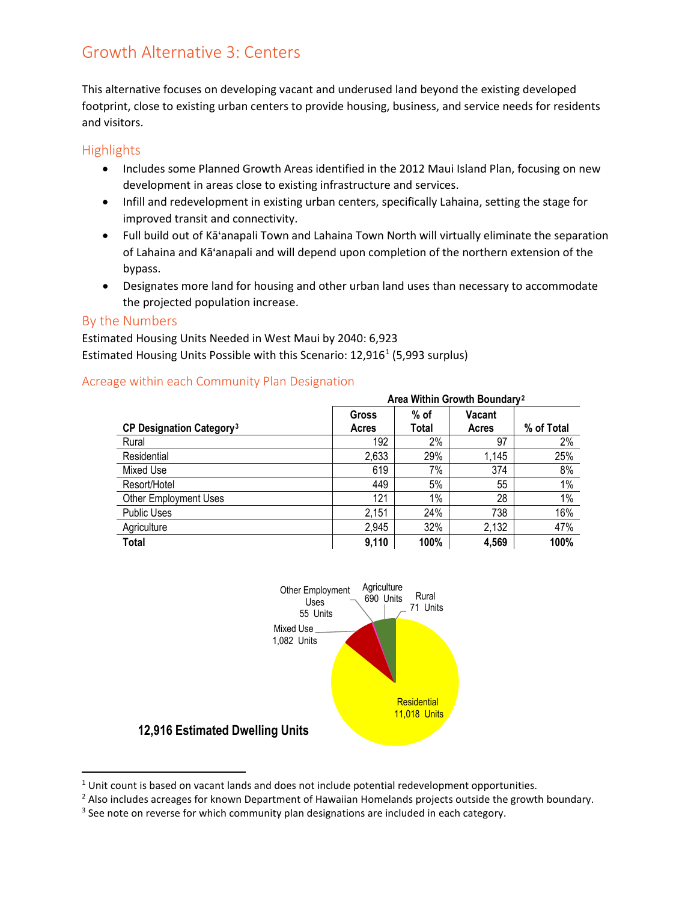# Growth Alternative 3: Centers

This alternative focuses on developing vacant and underused land beyond the existing developed footprint, close to existing urban centers to provide housing, business, and service needs for residents and visitors.

## Highlights

- Includes some Planned Growth Areas identified in the 2012 Maui Island Plan, focusing on new development in areas close to existing infrastructure and services.
- Infill and redevelopment in existing urban centers, specifically Lahaina, setting the stage for improved transit and connectivity.
- Full build out of Kāʻanapali Town and Lahaina Town North will virtually eliminate the separation of Lahaina and Kāʻanapali and will depend upon completion of the northern extension of the bypass.
- Designates more land for housing and other urban land uses than necessary to accommodate the projected population increase.

## By the Numbers

Estimated Housing Units Needed in West Maui by 2040: 6,923

Estimated Housing Units Possible with this Scenario: 12,916[1] (5,993 surplus)

## Acreage within each Community Plan Designation

| | Area Within Growth Boundary[2] | | | |
|---|---|---|---|---|
| **CP Designation Category[3]** | **Gross Acres** | **% of Total** | **Vacant Acres** | **% of Total** |
| Rural | 192 | 2% | 97 | 2% |
| Residential | 2,633 | 29% | 1,145 | 25% |
| Mixed Use | 619 | 7% | 374 | 8% |
| Resort/Hotel | 449 | 5% | 55 | 1% |
| Other Employment Uses | 121 | 1% | 28 | 1% |
| Public Uses | 2,151 | 24% | 738 | 16% |
| Agriculture | 2,945 | 32% | 2,132 | 47% |
| **Total** | **9,110** | **100%** | **4,569** | **100%** |

Other Employment Uses 55 Units
Agriculture 690 Units
Rural 71 Units
Mixed Use 1,082 Units
Residential 11,018 Units

**12,916 Estimated Dwelling Units**

[1] Unit count is based on vacant lands and does not include potential redevelopment opportunities.

[2] Also includes acreages for known Department of Hawaiian Homelands projects outside the growth boundary.

[3] See note on reverse for which community plan designations are included in each category.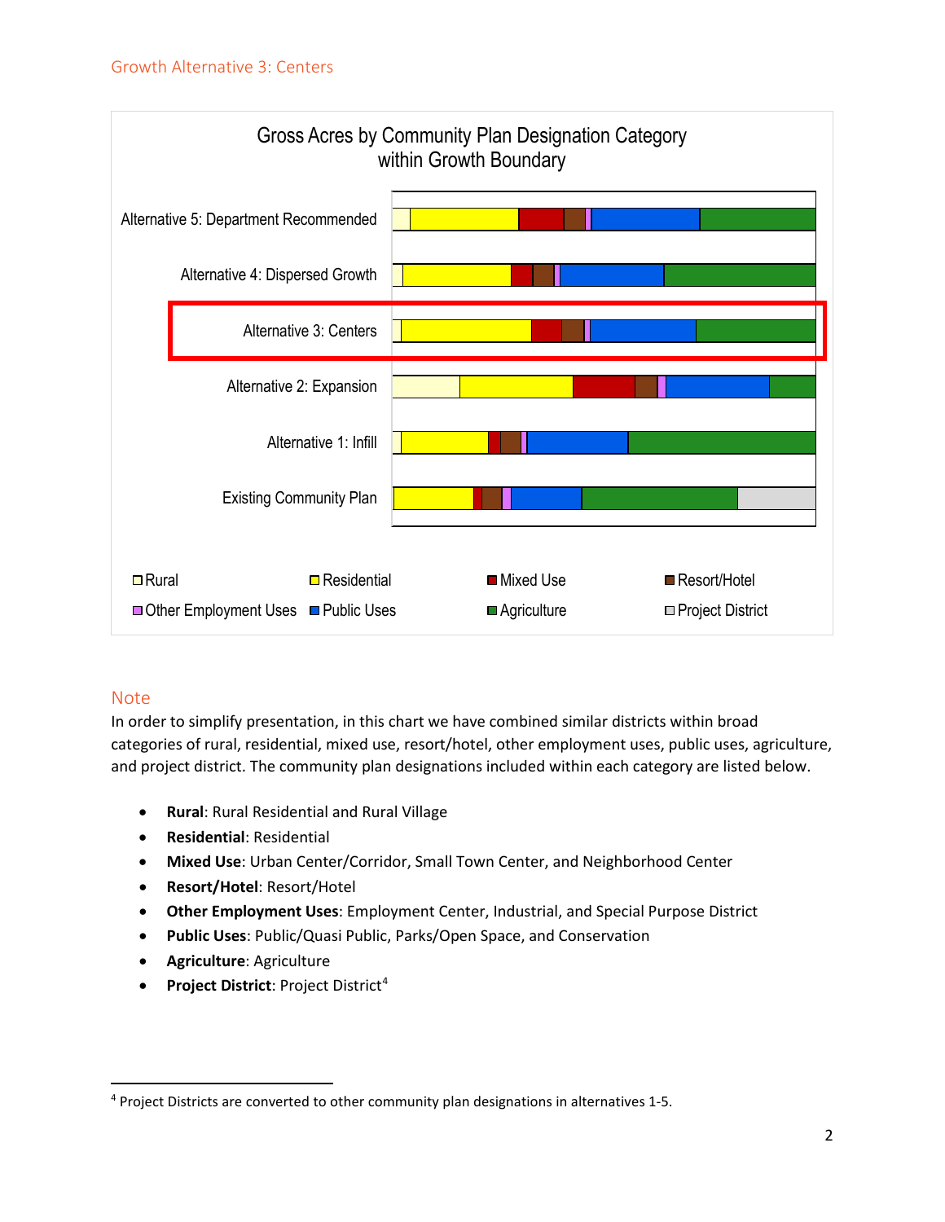## Growth Alternative 3: Centers

Gross Acres by Community Plan Designation Category
within Growth Boundary

Alternative 5: Department Recommended

Alternative 4: Dispersed Growth

Alternative 3: Centers

Alternative 2: Expansion

Alternative 1: Infill

Existing Community Plan

Rural
Residential
Mixed Use
Resort/Hotel
Other Employment Uses
Public Uses
Agriculture
Project District

## Note

In order to simplify presentation, in this chart we have combined similar districts within broad categories of rural, residential, mixed use, resort/hotel, other employment uses, public uses, agriculture, and project district. The community plan designations included within each category are listed below.

- **Rural**: Rural Residential and Rural Village
- **Residential**: Residential
- **Mixed Use**: Urban Center/Corridor, Small Town Center, and Neighborhood Center
- **Resort/Hotel**: Resort/Hotel
- **Other Employment Uses**: Employment Center, Industrial, and Special Purpose District
- **Public Uses**: Public/Quasi Public, Parks/Open Space, and Conservation
- **Agriculture**: Agriculture
- **Project District**: Project District[4]

---

[4] Project Districts are converted to other community plan designations in alternatives 1-5.